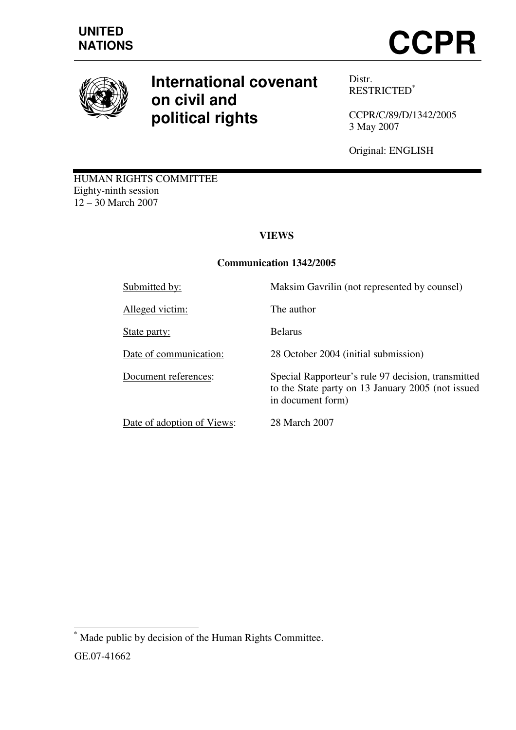UNITED NATIONS

# CCPR

## International covenant on civil and political rights

Distr.
RESTRICTED[*]

CCPR/C/89/D/1342/2005
3 May 2007

Original: ENGLISH

HUMAN RIGHTS COMMITTEE
Eighty-ninth session
12 – 30 March 2007

**VIEWS**

**Communication 1342/2005**

| | |
|---|---|
| Submitted by: | Maksim Gavrilin (not represented by counsel) |
| Alleged victim: | The author |
| State party: | Belarus |
| Date of communication: | 28 October 2004 (initial submission) |
| Document references: | Special Rapporteur's rule 97 decision, transmitted to the State party on 13 January 2005 (not issued in document form) |
| Date of adoption of Views: | 28 March 2007 |

[*] Made public by decision of the Human Rights Committee.

GE.07-41662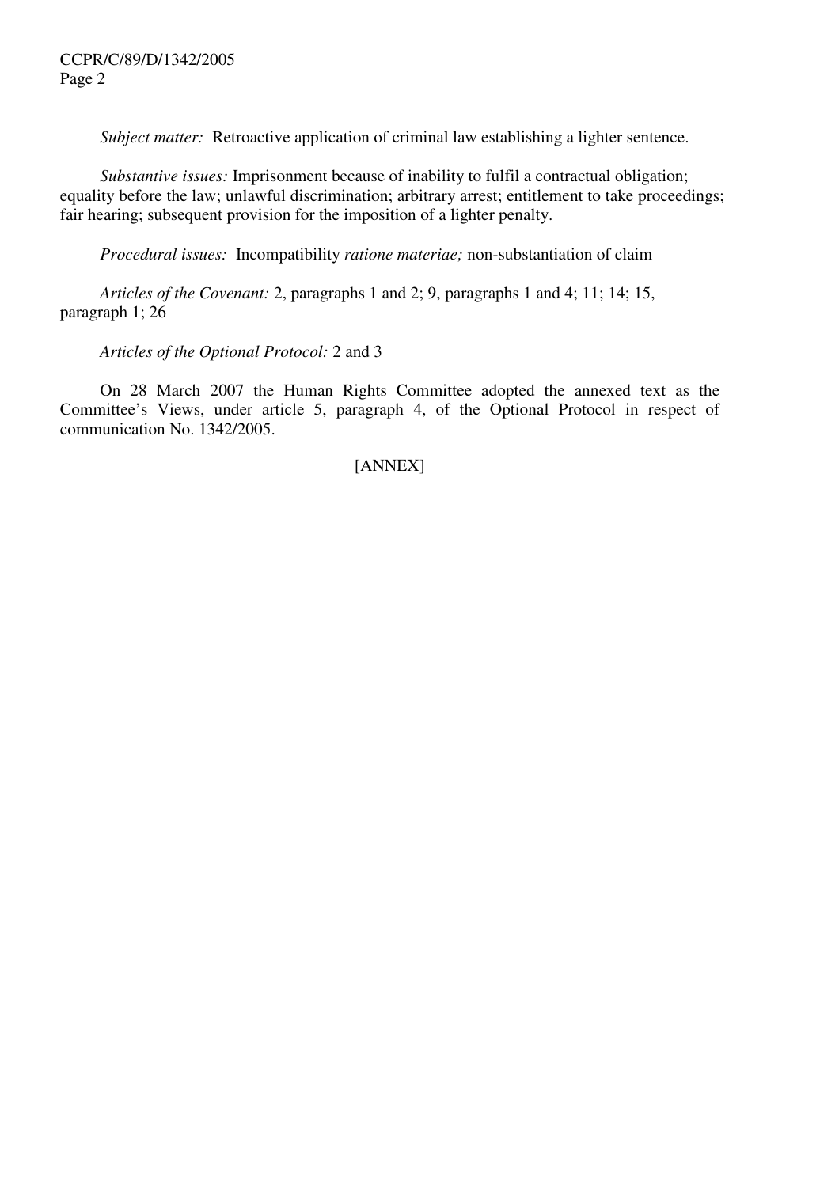*Subject matter:* Retroactive application of criminal law establishing a lighter sentence.

*Substantive issues:* Imprisonment because of inability to fulfil a contractual obligation; equality before the law; unlawful discrimination; arbitrary arrest; entitlement to take proceedings; fair hearing; subsequent provision for the imposition of a lighter penalty.

*Procedural issues:* Incompatibility *ratione materiae;* non-substantiation of claim

*Articles of the Covenant:* 2, paragraphs 1 and 2; 9, paragraphs 1 and 4; 11; 14; 15, paragraph 1; 26

*Articles of the Optional Protocol:* 2 and 3

On 28 March 2007 the Human Rights Committee adopted the annexed text as the Committee's Views, under article 5, paragraph 4, of the Optional Protocol in respect of communication No. 1342/2005.

[ANNEX]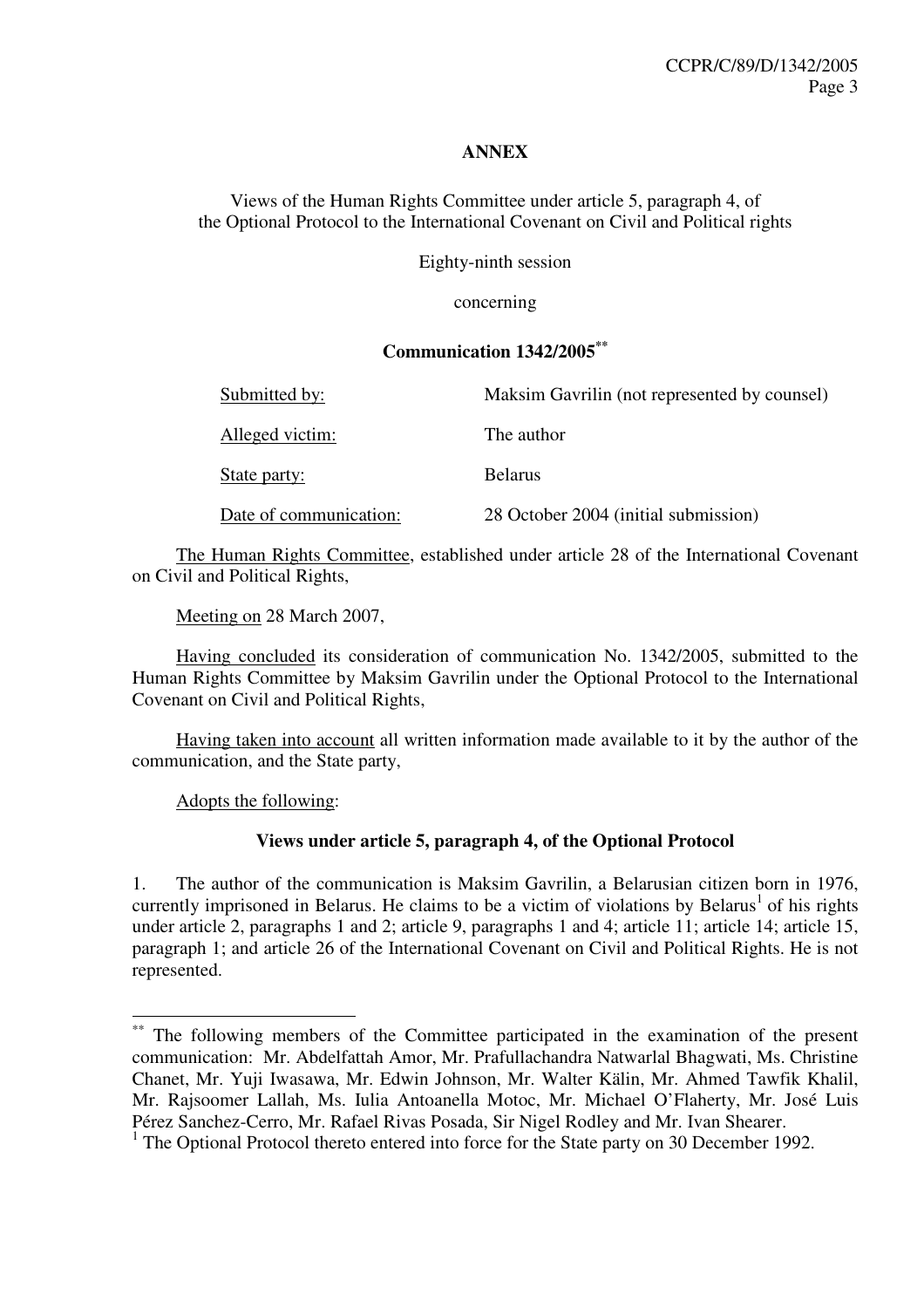**ANNEX**

Views of the Human Rights Committee under article 5, paragraph 4, of the Optional Protocol to the International Covenant on Civil and Political rights

Eighty-ninth session

concerning

**Communication 1342/2005**[**]

| | |
|---|---|
| Submitted by: | Maksim Gavrilin (not represented by counsel) |
| Alleged victim: | The author |
| State party: | Belarus |
| Date of communication: | 28 October 2004 (initial submission) |

The Human Rights Committee, established under article 28 of the International Covenant on Civil and Political Rights,

Meeting on 28 March 2007,

Having concluded its consideration of communication No. 1342/2005, submitted to the Human Rights Committee by Maksim Gavrilin under the Optional Protocol to the International Covenant on Civil and Political Rights,

Having taken into account all written information made available to it by the author of the communication, and the State party,

Adopts the following:

**Views under article 5, paragraph 4, of the Optional Protocol**

1. The author of the communication is Maksim Gavrilin, a Belarusian citizen born in 1976, currently imprisoned in Belarus. He claims to be a victim of violations by Belarus[1] of his rights under article 2, paragraphs 1 and 2; article 9, paragraphs 1 and 4; article 11; article 14; article 15, paragraph 1; and article 26 of the International Covenant on Civil and Political Rights. He is not represented.

---

[**] The following members of the Committee participated in the examination of the present communication: Mr. Abdelfattah Amor, Mr. Prafullachandra Natwarlal Bhagwati, Ms. Christine Chanet, Mr. Yuji Iwasawa, Mr. Edwin Johnson, Mr. Walter Kälin, Mr. Ahmed Tawfik Khalil, Mr. Rajsoomer Lallah, Ms. Iulia Antoanella Motoc, Mr. Michael O'Flaherty, Mr. José Luis Pérez Sanchez-Cerro, Mr. Rafael Rivas Posada, Sir Nigel Rodley and Mr. Ivan Shearer.

[1] The Optional Protocol thereto entered into force for the State party on 30 December 1992.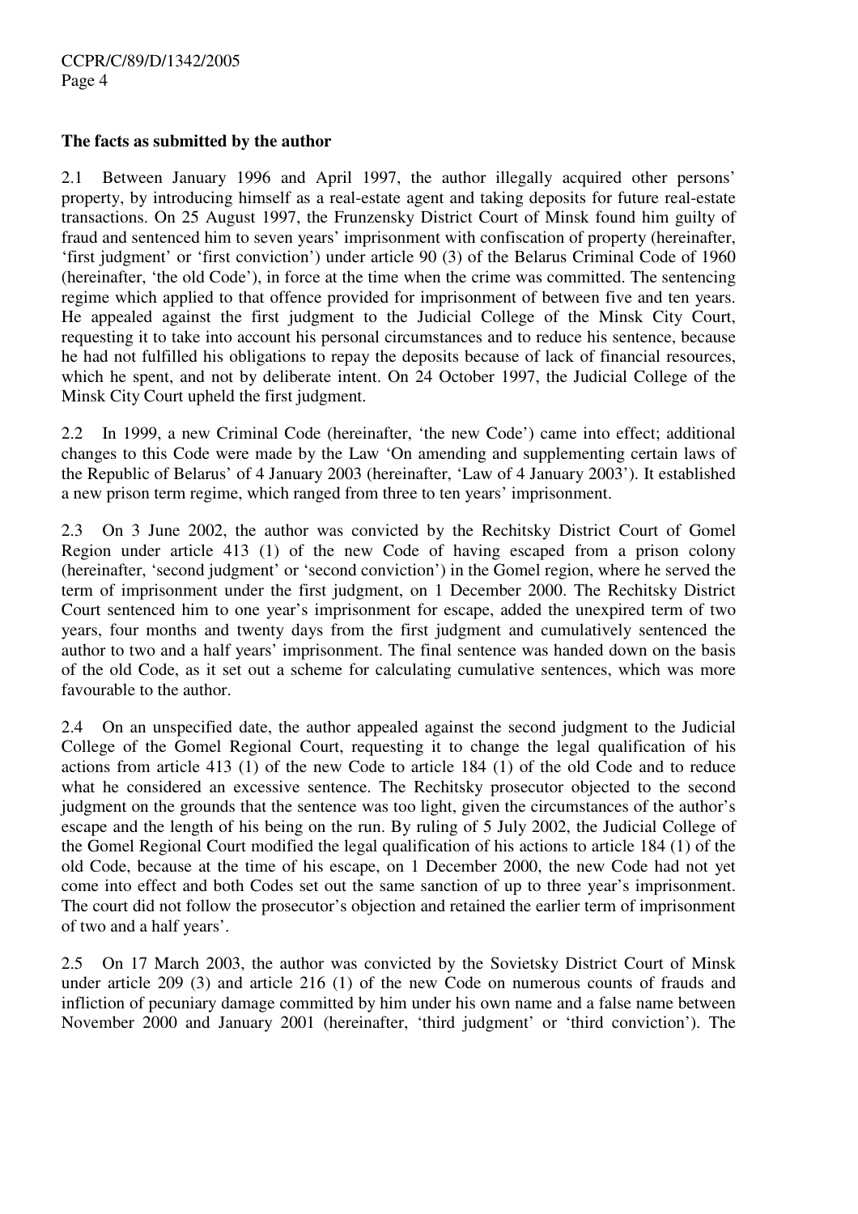**The facts as submitted by the author**

2.1 Between January 1996 and April 1997, the author illegally acquired other persons' property, by introducing himself as a real-estate agent and taking deposits for future real-estate transactions. On 25 August 1997, the Frunzensky District Court of Minsk found him guilty of fraud and sentenced him to seven years' imprisonment with confiscation of property (hereinafter, 'first judgment' or 'first conviction') under article 90 (3) of the Belarus Criminal Code of 1960 (hereinafter, 'the old Code'), in force at the time when the crime was committed. The sentencing regime which applied to that offence provided for imprisonment of between five and ten years. He appealed against the first judgment to the Judicial College of the Minsk City Court, requesting it to take into account his personal circumstances and to reduce his sentence, because he had not fulfilled his obligations to repay the deposits because of lack of financial resources, which he spent, and not by deliberate intent. On 24 October 1997, the Judicial College of the Minsk City Court upheld the first judgment.

2.2 In 1999, a new Criminal Code (hereinafter, 'the new Code') came into effect; additional changes to this Code were made by the Law 'On amending and supplementing certain laws of the Republic of Belarus' of 4 January 2003 (hereinafter, 'Law of 4 January 2003'). It established a new prison term regime, which ranged from three to ten years' imprisonment.

2.3 On 3 June 2002, the author was convicted by the Rechitsky District Court of Gomel Region under article 413 (1) of the new Code of having escaped from a prison colony (hereinafter, 'second judgment' or 'second conviction') in the Gomel region, where he served the term of imprisonment under the first judgment, on 1 December 2000. The Rechitsky District Court sentenced him to one year's imprisonment for escape, added the unexpired term of two years, four months and twenty days from the first judgment and cumulatively sentenced the author to two and a half years' imprisonment. The final sentence was handed down on the basis of the old Code, as it set out a scheme for calculating cumulative sentences, which was more favourable to the author.

2.4 On an unspecified date, the author appealed against the second judgment to the Judicial College of the Gomel Regional Court, requesting it to change the legal qualification of his actions from article 413 (1) of the new Code to article 184 (1) of the old Code and to reduce what he considered an excessive sentence. The Rechitsky prosecutor objected to the second judgment on the grounds that the sentence was too light, given the circumstances of the author's escape and the length of his being on the run. By ruling of 5 July 2002, the Judicial College of the Gomel Regional Court modified the legal qualification of his actions to article 184 (1) of the old Code, because at the time of his escape, on 1 December 2000, the new Code had not yet come into effect and both Codes set out the same sanction of up to three year's imprisonment. The court did not follow the prosecutor's objection and retained the earlier term of imprisonment of two and a half years'.

2.5 On 17 March 2003, the author was convicted by the Sovietsky District Court of Minsk under article 209 (3) and article 216 (1) of the new Code on numerous counts of frauds and infliction of pecuniary damage committed by him under his own name and a false name between November 2000 and January 2001 (hereinafter, 'third judgment' or 'third conviction'). The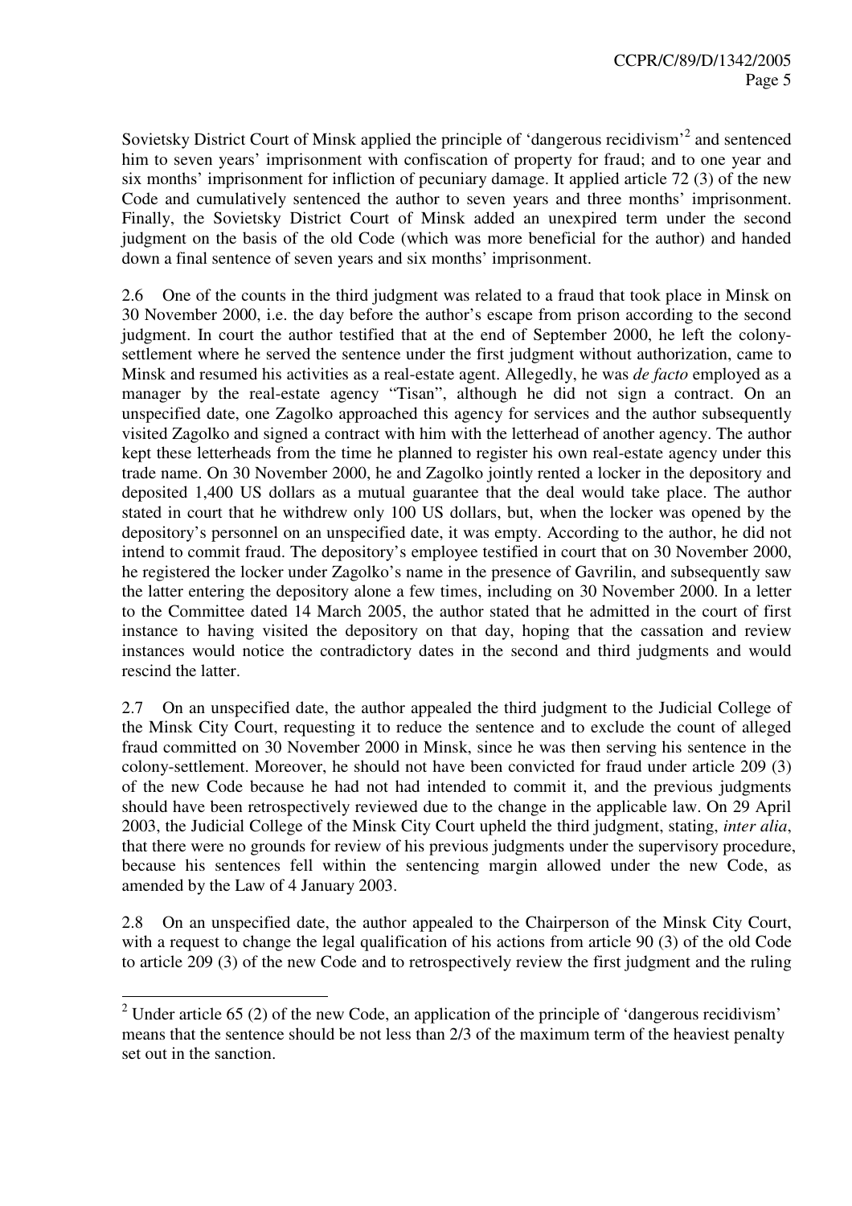Sovietsky District Court of Minsk applied the principle of 'dangerous recidivism'[2] and sentenced him to seven years' imprisonment with confiscation of property for fraud; and to one year and six months' imprisonment for infliction of pecuniary damage. It applied article 72 (3) of the new Code and cumulatively sentenced the author to seven years and three months' imprisonment. Finally, the Sovietsky District Court of Minsk added an unexpired term under the second judgment on the basis of the old Code (which was more beneficial for the author) and handed down a final sentence of seven years and six months' imprisonment.

2.6 One of the counts in the third judgment was related to a fraud that took place in Minsk on 30 November 2000, i.e. the day before the author's escape from prison according to the second judgment. In court the author testified that at the end of September 2000, he left the colony-settlement where he served the sentence under the first judgment without authorization, came to Minsk and resumed his activities as a real-estate agent. Allegedly, he was *de facto* employed as a manager by the real-estate agency "Tisan", although he did not sign a contract. On an unspecified date, one Zagolko approached this agency for services and the author subsequently visited Zagolko and signed a contract with him with the letterhead of another agency. The author kept these letterheads from the time he planned to register his own real-estate agency under this trade name. On 30 November 2000, he and Zagolko jointly rented a locker in the depository and deposited 1,400 US dollars as a mutual guarantee that the deal would take place. The author stated in court that he withdrew only 100 US dollars, but, when the locker was opened by the depository's personnel on an unspecified date, it was empty. According to the author, he did not intend to commit fraud. The depository's employee testified in court that on 30 November 2000, he registered the locker under Zagolko's name in the presence of Gavrilin, and subsequently saw the latter entering the depository alone a few times, including on 30 November 2000. In a letter to the Committee dated 14 March 2005, the author stated that he admitted in the court of first instance to having visited the depository on that day, hoping that the cassation and review instances would notice the contradictory dates in the second and third judgments and would rescind the latter.

2.7 On an unspecified date, the author appealed the third judgment to the Judicial College of the Minsk City Court, requesting it to reduce the sentence and to exclude the count of alleged fraud committed on 30 November 2000 in Minsk, since he was then serving his sentence in the colony-settlement. Moreover, he should not have been convicted for fraud under article 209 (3) of the new Code because he had not had intended to commit it, and the previous judgments should have been retrospectively reviewed due to the change in the applicable law. On 29 April 2003, the Judicial College of the Minsk City Court upheld the third judgment, stating, *inter alia*, that there were no grounds for review of his previous judgments under the supervisory procedure, because his sentences fell within the sentencing margin allowed under the new Code, as amended by the Law of 4 January 2003.

2.8 On an unspecified date, the author appealed to the Chairperson of the Minsk City Court, with a request to change the legal qualification of his actions from article 90 (3) of the old Code to article 209 (3) of the new Code and to retrospectively review the first judgment and the ruling

---

[2] Under article 65 (2) of the new Code, an application of the principle of 'dangerous recidivism' means that the sentence should be not less than 2/3 of the maximum term of the heaviest penalty set out in the sanction.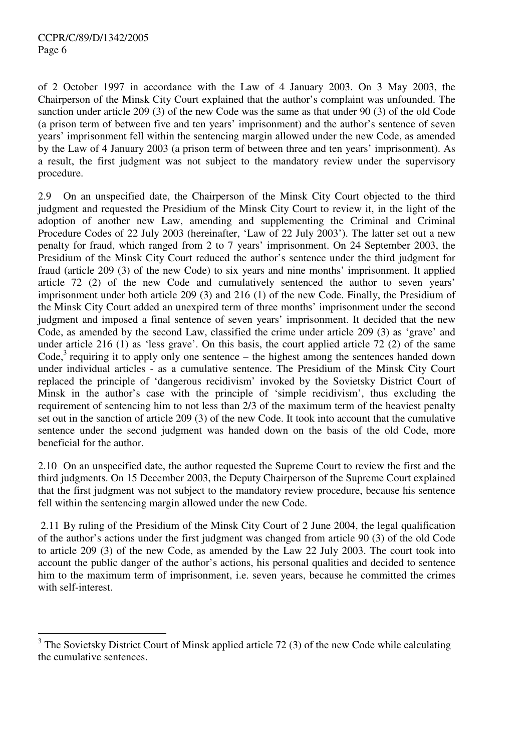of 2 October 1997 in accordance with the Law of 4 January 2003. On 3 May 2003, the Chairperson of the Minsk City Court explained that the author's complaint was unfounded. The sanction under article 209 (3) of the new Code was the same as that under 90 (3) of the old Code (a prison term of between five and ten years' imprisonment) and the author's sentence of seven years' imprisonment fell within the sentencing margin allowed under the new Code, as amended by the Law of 4 January 2003 (a prison term of between three and ten years' imprisonment). As a result, the first judgment was not subject to the mandatory review under the supervisory procedure.

2.9 On an unspecified date, the Chairperson of the Minsk City Court objected to the third judgment and requested the Presidium of the Minsk City Court to review it, in the light of the adoption of another new Law, amending and supplementing the Criminal and Criminal Procedure Codes of 22 July 2003 (hereinafter, 'Law of 22 July 2003'). The latter set out a new penalty for fraud, which ranged from 2 to 7 years' imprisonment. On 24 September 2003, the Presidium of the Minsk City Court reduced the author's sentence under the third judgment for fraud (article 209 (3) of the new Code) to six years and nine months' imprisonment. It applied article 72 (2) of the new Code and cumulatively sentenced the author to seven years' imprisonment under both article 209 (3) and 216 (1) of the new Code. Finally, the Presidium of the Minsk City Court added an unexpired term of three months' imprisonment under the second judgment and imposed a final sentence of seven years' imprisonment. It decided that the new Code, as amended by the second Law, classified the crime under article 209 (3) as 'grave' and under article 216 (1) as 'less grave'. On this basis, the court applied article 72 (2) of the same Code,[3] requiring it to apply only one sentence – the highest among the sentences handed down under individual articles - as a cumulative sentence. The Presidium of the Minsk City Court replaced the principle of 'dangerous recidivism' invoked by the Sovietsky District Court of Minsk in the author's case with the principle of 'simple recidivism', thus excluding the requirement of sentencing him to not less than 2/3 of the maximum term of the heaviest penalty set out in the sanction of article 209 (3) of the new Code. It took into account that the cumulative sentence under the second judgment was handed down on the basis of the old Code, more beneficial for the author.

2.10 On an unspecified date, the author requested the Supreme Court to review the first and the third judgments. On 15 December 2003, the Deputy Chairperson of the Supreme Court explained that the first judgment was not subject to the mandatory review procedure, because his sentence fell within the sentencing margin allowed under the new Code.

2.11 By ruling of the Presidium of the Minsk City Court of 2 June 2004, the legal qualification of the author's actions under the first judgment was changed from article 90 (3) of the old Code to article 209 (3) of the new Code, as amended by the Law 22 July 2003. The court took into account the public danger of the author's actions, his personal qualities and decided to sentence him to the maximum term of imprisonment, i.e. seven years, because he committed the crimes with self-interest.

---

[3] The Sovietsky District Court of Minsk applied article 72 (3) of the new Code while calculating the cumulative sentences.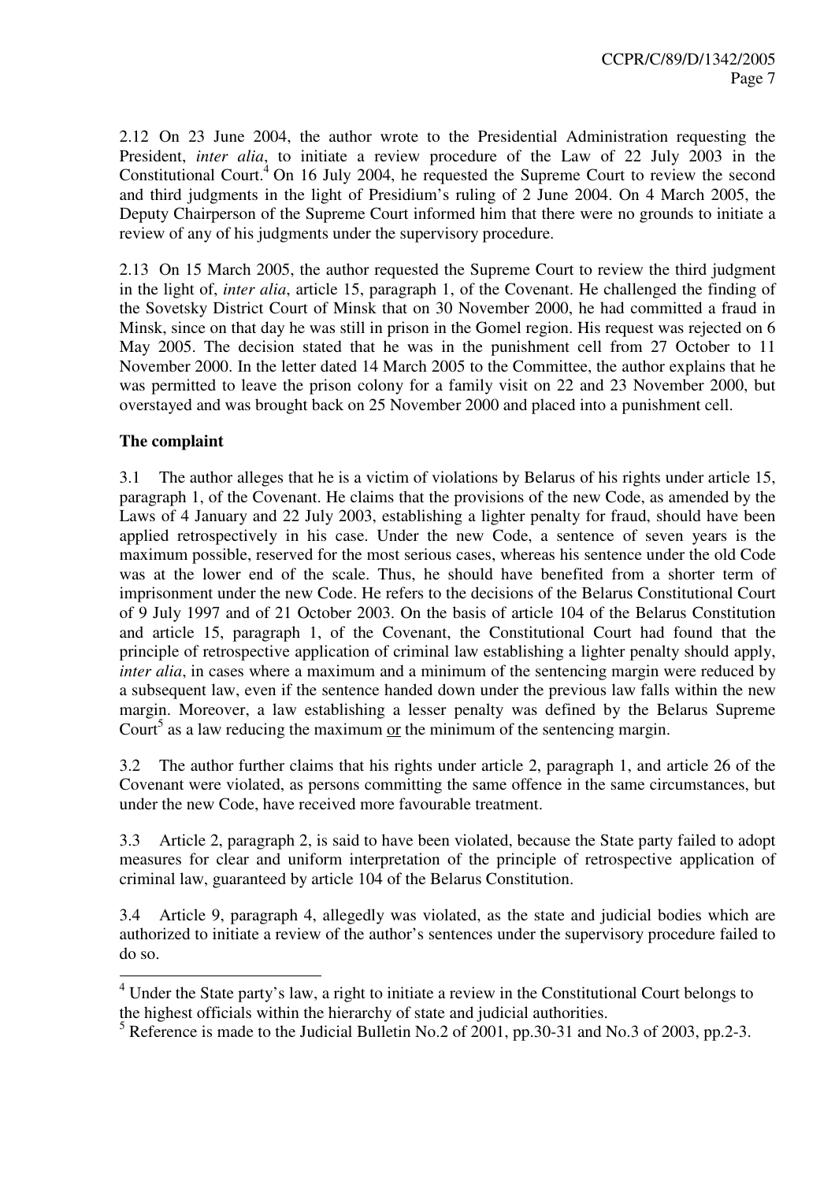2.12 On 23 June 2004, the author wrote to the Presidential Administration requesting the President, *inter alia*, to initiate a review procedure of the Law of 22 July 2003 in the Constitutional Court.[4] On 16 July 2004, he requested the Supreme Court to review the second and third judgments in the light of Presidium's ruling of 2 June 2004. On 4 March 2005, the Deputy Chairperson of the Supreme Court informed him that there were no grounds to initiate a review of any of his judgments under the supervisory procedure.

2.13 On 15 March 2005, the author requested the Supreme Court to review the third judgment in the light of, *inter alia*, article 15, paragraph 1, of the Covenant. He challenged the finding of the Sovetsky District Court of Minsk that on 30 November 2000, he had committed a fraud in Minsk, since on that day he was still in prison in the Gomel region. His request was rejected on 6 May 2005. The decision stated that he was in the punishment cell from 27 October to 11 November 2000. In the letter dated 14 March 2005 to the Committee, the author explains that he was permitted to leave the prison colony for a family visit on 22 and 23 November 2000, but overstayed and was brought back on 25 November 2000 and placed into a punishment cell.

**The complaint**

3.1 The author alleges that he is a victim of violations by Belarus of his rights under article 15, paragraph 1, of the Covenant. He claims that the provisions of the new Code, as amended by the Laws of 4 January and 22 July 2003, establishing a lighter penalty for fraud, should have been applied retrospectively in his case. Under the new Code, a sentence of seven years is the maximum possible, reserved for the most serious cases, whereas his sentence under the old Code was at the lower end of the scale. Thus, he should have benefited from a shorter term of imprisonment under the new Code. He refers to the decisions of the Belarus Constitutional Court of 9 July 1997 and of 21 October 2003. On the basis of article 104 of the Belarus Constitution and article 15, paragraph 1, of the Covenant, the Constitutional Court had found that the principle of retrospective application of criminal law establishing a lighter penalty should apply, *inter alia*, in cases where a maximum and a minimum of the sentencing margin were reduced by a subsequent law, even if the sentence handed down under the previous law falls within the new margin. Moreover, a law establishing a lesser penalty was defined by the Belarus Supreme Court[5] as a law reducing the maximum or the minimum of the sentencing margin.

3.2 The author further claims that his rights under article 2, paragraph 1, and article 26 of the Covenant were violated, as persons committing the same offence in the same circumstances, but under the new Code, have received more favourable treatment.

3.3 Article 2, paragraph 2, is said to have been violated, because the State party failed to adopt measures for clear and uniform interpretation of the principle of retrospective application of criminal law, guaranteed by article 104 of the Belarus Constitution.

3.4 Article 9, paragraph 4, allegedly was violated, as the state and judicial bodies which are authorized to initiate a review of the author's sentences under the supervisory procedure failed to do so.

---

[4] Under the State party's law, a right to initiate a review in the Constitutional Court belongs to the highest officials within the hierarchy of state and judicial authorities.

[5] Reference is made to the Judicial Bulletin No.2 of 2001, pp.30-31 and No.3 of 2003, pp.2-3.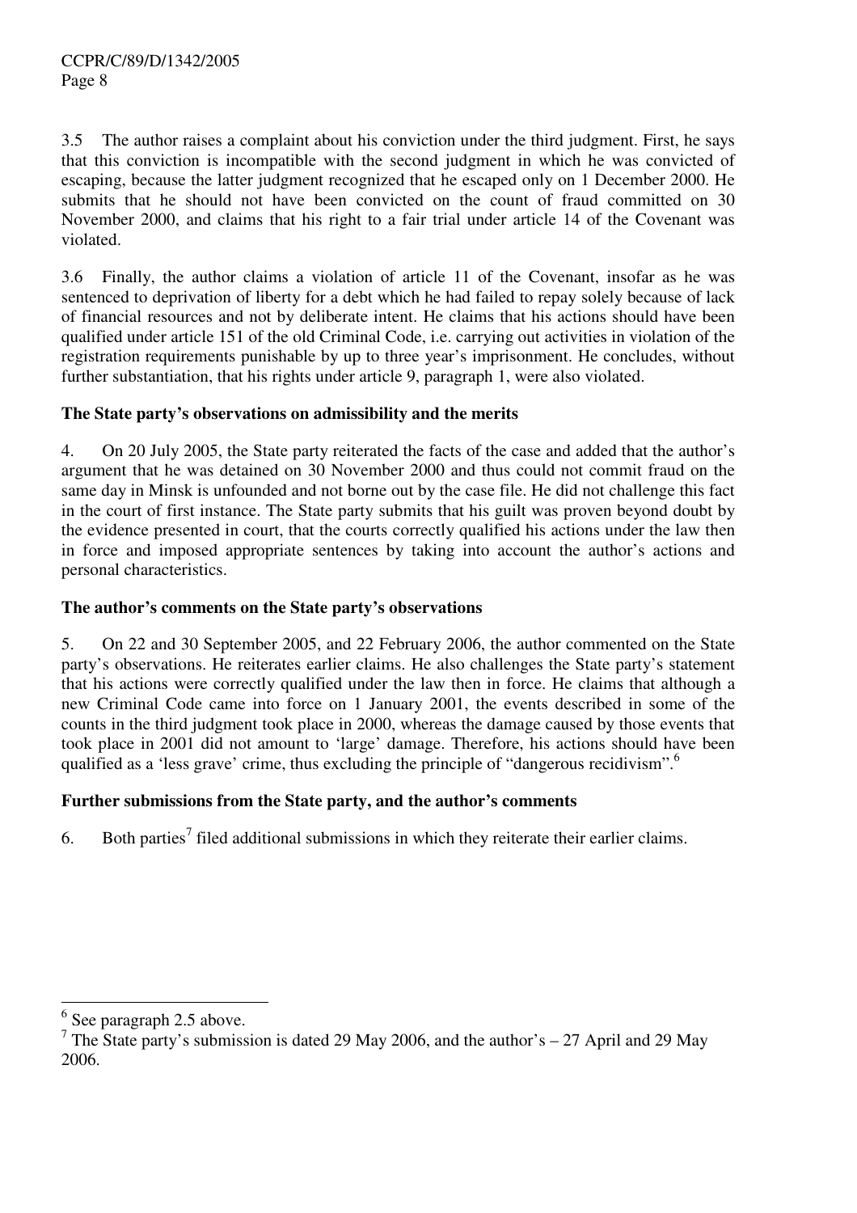3.5 The author raises a complaint about his conviction under the third judgment. First, he says that this conviction is incompatible with the second judgment in which he was convicted of escaping, because the latter judgment recognized that he escaped only on 1 December 2000. He submits that he should not have been convicted on the count of fraud committed on 30 November 2000, and claims that his right to a fair trial under article 14 of the Covenant was violated.

3.6 Finally, the author claims a violation of article 11 of the Covenant, insofar as he was sentenced to deprivation of liberty for a debt which he had failed to repay solely because of lack of financial resources and not by deliberate intent. He claims that his actions should have been qualified under article 151 of the old Criminal Code, i.e. carrying out activities in violation of the registration requirements punishable by up to three year's imprisonment. He concludes, without further substantiation, that his rights under article 9, paragraph 1, were also violated.

### The State party's observations on admissibility and the merits

4. On 20 July 2005, the State party reiterated the facts of the case and added that the author's argument that he was detained on 30 November 2000 and thus could not commit fraud on the same day in Minsk is unfounded and not borne out by the case file. He did not challenge this fact in the court of first instance. The State party submits that his guilt was proven beyond doubt by the evidence presented in court, that the courts correctly qualified his actions under the law then in force and imposed appropriate sentences by taking into account the author's actions and personal characteristics.

### The author's comments on the State party's observations

5. On 22 and 30 September 2005, and 22 February 2006, the author commented on the State party's observations. He reiterates earlier claims. He also challenges the State party's statement that his actions were correctly qualified under the law then in force. He claims that although a new Criminal Code came into force on 1 January 2001, the events described in some of the counts in the third judgment took place in 2000, whereas the damage caused by those events that took place in 2001 did not amount to 'large' damage. Therefore, his actions should have been qualified as a 'less grave' crime, thus excluding the principle of "dangerous recidivism".[6]

### Further submissions from the State party, and the author's comments

6. Both parties[7] filed additional submissions in which they reiterate their earlier claims.

---

[6] See paragraph 2.5 above.

[7] The State party's submission is dated 29 May 2006, and the author's – 27 April and 29 May 2006.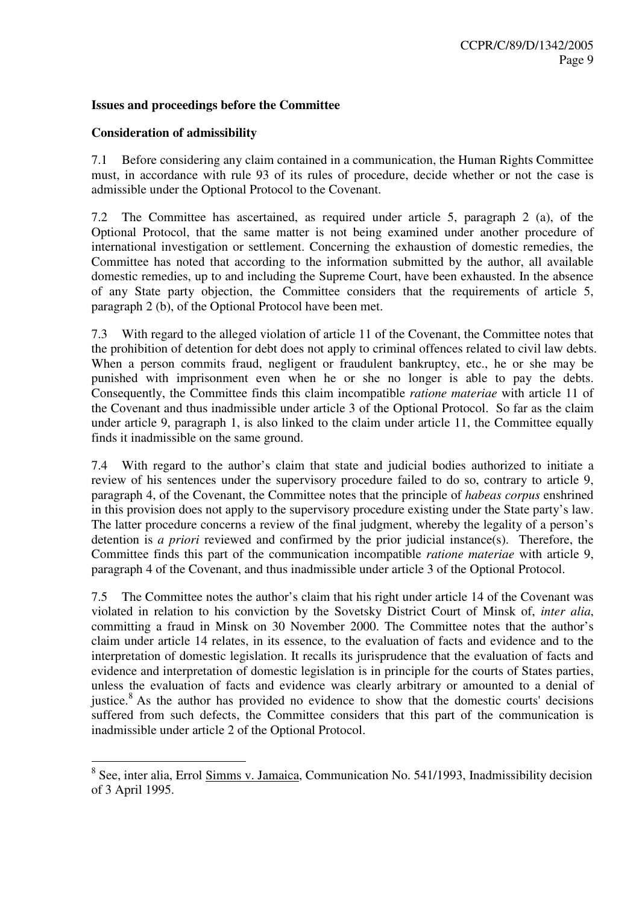**Issues and proceedings before the Committee**

**Consideration of admissibility**

7.1 Before considering any claim contained in a communication, the Human Rights Committee must, in accordance with rule 93 of its rules of procedure, decide whether or not the case is admissible under the Optional Protocol to the Covenant.

7.2 The Committee has ascertained, as required under article 5, paragraph 2 (a), of the Optional Protocol, that the same matter is not being examined under another procedure of international investigation or settlement. Concerning the exhaustion of domestic remedies, the Committee has noted that according to the information submitted by the author, all available domestic remedies, up to and including the Supreme Court, have been exhausted. In the absence of any State party objection, the Committee considers that the requirements of article 5, paragraph 2 (b), of the Optional Protocol have been met.

7.3 With regard to the alleged violation of article 11 of the Covenant, the Committee notes that the prohibition of detention for debt does not apply to criminal offences related to civil law debts. When a person commits fraud, negligent or fraudulent bankruptcy, etc., he or she may be punished with imprisonment even when he or she no longer is able to pay the debts. Consequently, the Committee finds this claim incompatible *ratione materiae* with article 11 of the Covenant and thus inadmissible under article 3 of the Optional Protocol. So far as the claim under article 9, paragraph 1, is also linked to the claim under article 11, the Committee equally finds it inadmissible on the same ground.

7.4 With regard to the author's claim that state and judicial bodies authorized to initiate a review of his sentences under the supervisory procedure failed to do so, contrary to article 9, paragraph 4, of the Covenant, the Committee notes that the principle of *habeas corpus* enshrined in this provision does not apply to the supervisory procedure existing under the State party's law. The latter procedure concerns a review of the final judgment, whereby the legality of a person's detention is *a priori* reviewed and confirmed by the prior judicial instance(s). Therefore, the Committee finds this part of the communication incompatible *ratione materiae* with article 9, paragraph 4 of the Covenant, and thus inadmissible under article 3 of the Optional Protocol.

7.5 The Committee notes the author's claim that his right under article 14 of the Covenant was violated in relation to his conviction by the Sovetsky District Court of Minsk of, *inter alia*, committing a fraud in Minsk on 30 November 2000. The Committee notes that the author's claim under article 14 relates, in its essence, to the evaluation of facts and evidence and to the interpretation of domestic legislation. It recalls its jurisprudence that the evaluation of facts and evidence and interpretation of domestic legislation is in principle for the courts of States parties, unless the evaluation of facts and evidence was clearly arbitrary or amounted to a denial of justice.[8] As the author has provided no evidence to show that the domestic courts' decisions suffered from such defects, the Committee considers that this part of the communication is inadmissible under article 2 of the Optional Protocol.

---

[8] See, inter alia, Errol Simms v. Jamaica, Communication No. 541/1993, Inadmissibility decision of 3 April 1995.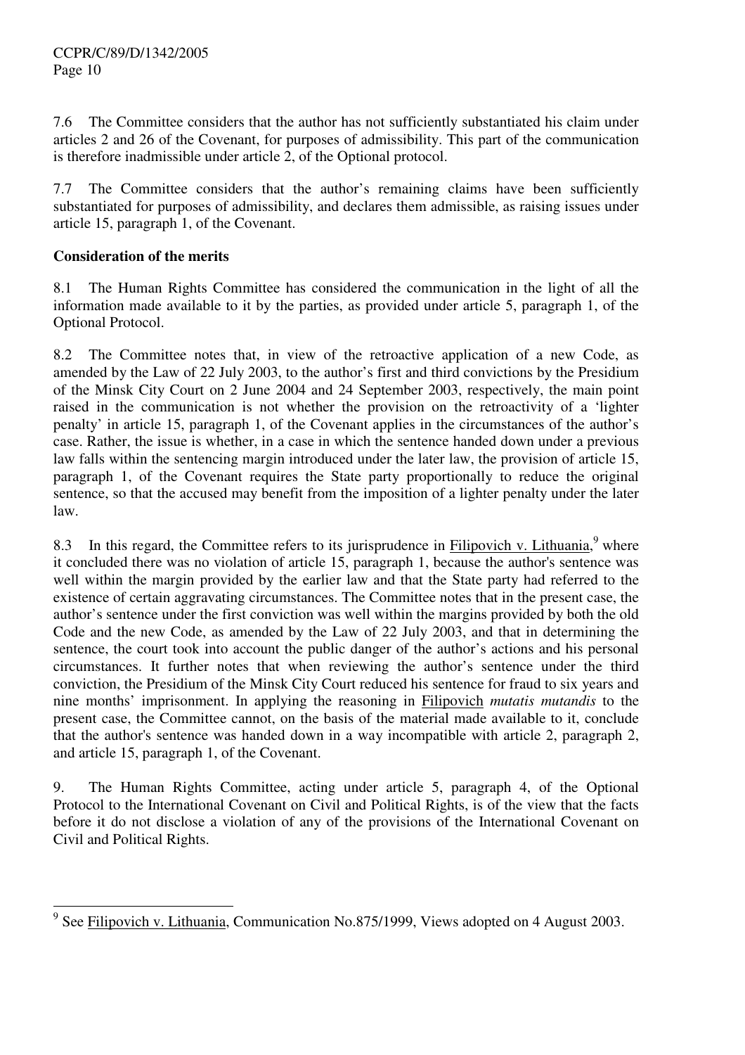7.6 The Committee considers that the author has not sufficiently substantiated his claim under articles 2 and 26 of the Covenant, for purposes of admissibility. This part of the communication is therefore inadmissible under article 2, of the Optional protocol.

7.7 The Committee considers that the author's remaining claims have been sufficiently substantiated for purposes of admissibility, and declares them admissible, as raising issues under article 15, paragraph 1, of the Covenant.

**Consideration of the merits**

8.1 The Human Rights Committee has considered the communication in the light of all the information made available to it by the parties, as provided under article 5, paragraph 1, of the Optional Protocol.

8.2 The Committee notes that, in view of the retroactive application of a new Code, as amended by the Law of 22 July 2003, to the author's first and third convictions by the Presidium of the Minsk City Court on 2 June 2004 and 24 September 2003, respectively, the main point raised in the communication is not whether the provision on the retroactivity of a 'lighter penalty' in article 15, paragraph 1, of the Covenant applies in the circumstances of the author's case. Rather, the issue is whether, in a case in which the sentence handed down under a previous law falls within the sentencing margin introduced under the later law, the provision of article 15, paragraph 1, of the Covenant requires the State party proportionally to reduce the original sentence, so that the accused may benefit from the imposition of a lighter penalty under the later law.

8.3 In this regard, the Committee refers to its jurisprudence in Filipovich v. Lithuania,[9] where it concluded there was no violation of article 15, paragraph 1, because the author's sentence was well within the margin provided by the earlier law and that the State party had referred to the existence of certain aggravating circumstances. The Committee notes that in the present case, the author's sentence under the first conviction was well within the margins provided by both the old Code and the new Code, as amended by the Law of 22 July 2003, and that in determining the sentence, the court took into account the public danger of the author's actions and his personal circumstances. It further notes that when reviewing the author's sentence under the third conviction, the Presidium of the Minsk City Court reduced his sentence for fraud to six years and nine months' imprisonment. In applying the reasoning in Filipovich *mutatis mutandis* to the present case, the Committee cannot, on the basis of the material made available to it, conclude that the author's sentence was handed down in a way incompatible with article 2, paragraph 2, and article 15, paragraph 1, of the Covenant.

9. The Human Rights Committee, acting under article 5, paragraph 4, of the Optional Protocol to the International Covenant on Civil and Political Rights, is of the view that the facts before it do not disclose a violation of any of the provisions of the International Covenant on Civil and Political Rights.

---

[9] See Filipovich v. Lithuania, Communication No.875/1999, Views adopted on 4 August 2003.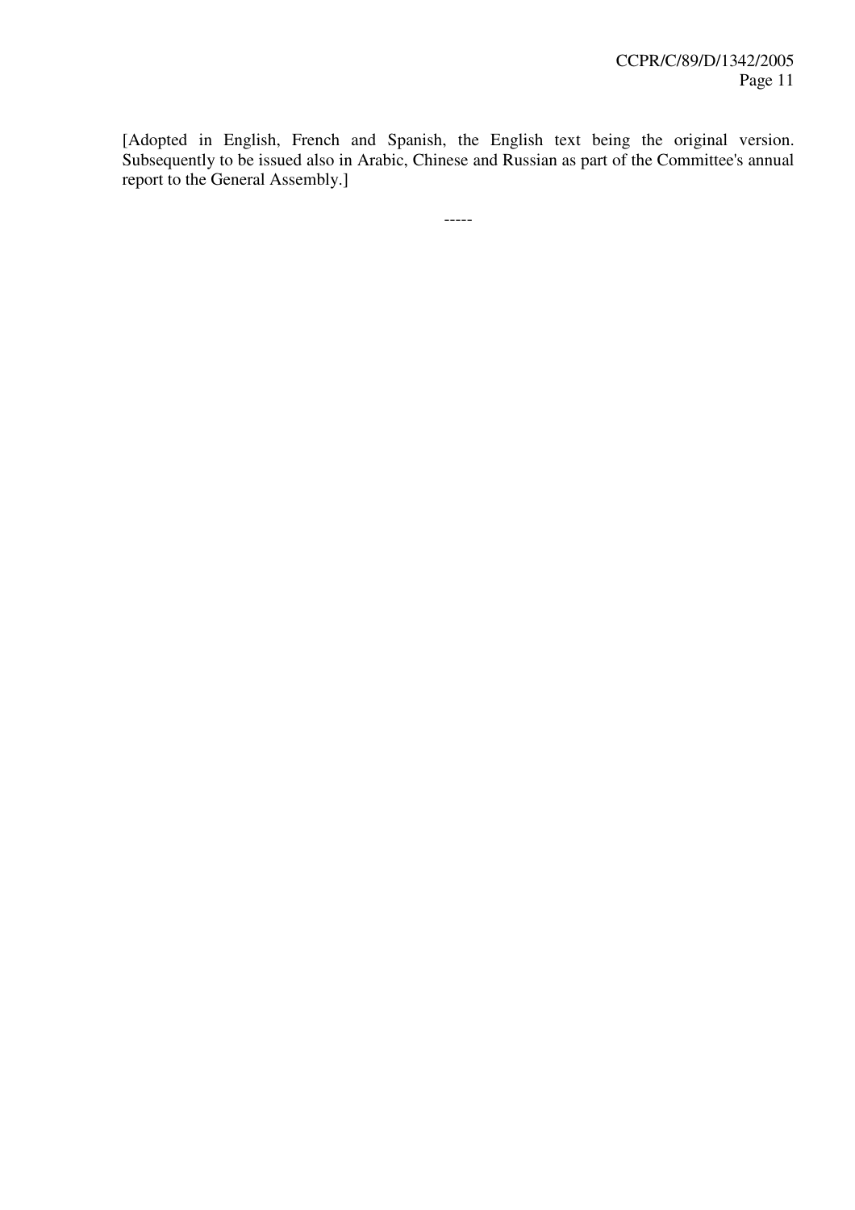[Adopted in English, French and Spanish, the English text being the original version. Subsequently to be issued also in Arabic, Chinese and Russian as part of the Committee's annual report to the General Assembly.]

-----